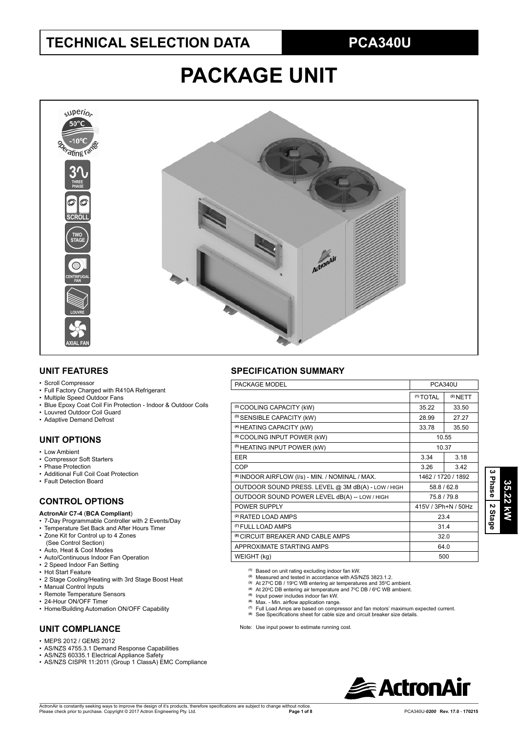# TECHNICAL SELECTION DATA

## PCA340U

# PACKAGE UNIT

superior 50°C -10°C operating range

3 PHASE | SCROLL | TWO STAGE | CENTRIFUGAL FAN | LOUVRE | AXIAL FAN

**35.22 kW** | **3 Phase** | **2 Stage**

## UNIT FEATURES

- Scroll Compressor
- Full Factory Charged with R410A Refrigerant
- Multiple Speed Outdoor Fans
- Blue Epoxy Coat Coil Fin Protection - Indoor & Outdoor Coils
- Louvred Outdoor Coil Guard
- Adaptive Demand Defrost

## UNIT OPTIONS

- Low Ambient
- Compressor Soft Starters
- Phase Protection
- Additional Full Coil Coat Protection
- Fault Detection Board

## CONTROL OPTIONS

**ActronAir C7-4** (**BCA Compliant**)

- 7-Day Programmable Controller with 2 Events/Day
- Temperature Set Back and After Hours Timer
- Zone Kit for Control up to 4 Zones (See Control Section)
- Auto, Heat & Cool Modes
- Auto/Continuous Indoor Fan Operation
- 2 Speed Indoor Fan Setting
- Hot Start Feature
- 2 Stage Cooling/Heating with 3rd Stage Boost Heat
- Manual Control Inputs
- Remote Temperature Sensors
- 24-Hour ON/OFF Timer
- Home/Building Automation ON/OFF Capability

## UNIT COMPLIANCE

- MEPS 2012 / GEMS 2012
- AS/NZS 4755.3.1 Demand Response Capabilities
- AS/NZS 60335.1 Electrical Appliance Safety
- AS/NZS CISPR 11:2011 (Group 1 ClassA) EMC Compliance

## SPECIFICATION SUMMARY

| PACKAGE MODEL | PCA340U | |
|---|---|---|
| | (1) TOTAL | (2) NETT |
| (3) COOLING CAPACITY (kW) | 35.22 | 33.50 |
| (3) SENSIBLE CAPACITY (kW) | 28.99 | 27.27 |
| (4) HEATING CAPACITY (kW) | 33.78 | 35.50 |
| (5) COOLING INPUT POWER (kW) | 10.55 | |
| (5) HEATING INPUT POWER (kW) | 10.37 | |
| EER | 3.34 | 3.18 |
| COP | 3.26 | 3.42 |
| (6) INDOOR AIRFLOW (l/s) - MIN. / NOMINAL / MAX. | 1462 / 1720 / 1892 | |
| OUTDOOR SOUND PRESS. LEVEL @ 3M dB(A) - LOW / HIGH | 58.8 / 62.8 | |
| OUTDOOR SOUND POWER LEVEL dB(A) -- LOW / HIGH | 75.8 / 79.8 | |
| POWER SUPPLY | 415V / 3Ph+N / 50Hz | |
| (2) RATED LOAD AMPS | 23.4 | |
| (7) FULL LOAD AMPS | 31.4 | |
| (8) CIRCUIT BREAKER AND CABLE AMPS | 32.0 | |
| APPROXIMATE STARTING AMPS | 64.0 | |
| WEIGHT (kg) | 500 | |

(1) Based on unit rating excluding indoor fan kW.
(2) Measured and tested in accordance with AS/NZS 3823.1.2.
(3) At 27°C DB / 19°C WB entering air temperatures and 35°C ambient.
(4) At 20°C DB entering air temperature and 7°C DB / 6°C WB ambient.
(5) Input power includes indoor fan kW.
(6) Max. - Min. airflow application range.
(7) Full Load Amps are based on compressor and fan motors' maximum expected current.
(8) See Specifications sheet for cable size and circuit breaker size details.

Note: Use input power to estimate running cost.

ActronAir is constantly seeking ways to improve the design of it's products, therefore specifications are subject to change without notice. Please check prior to purchase. Copyright © 2017 Actron Engineering Pty. Ltd.

PCA340U-*0200* Rev. 17.0 - 170215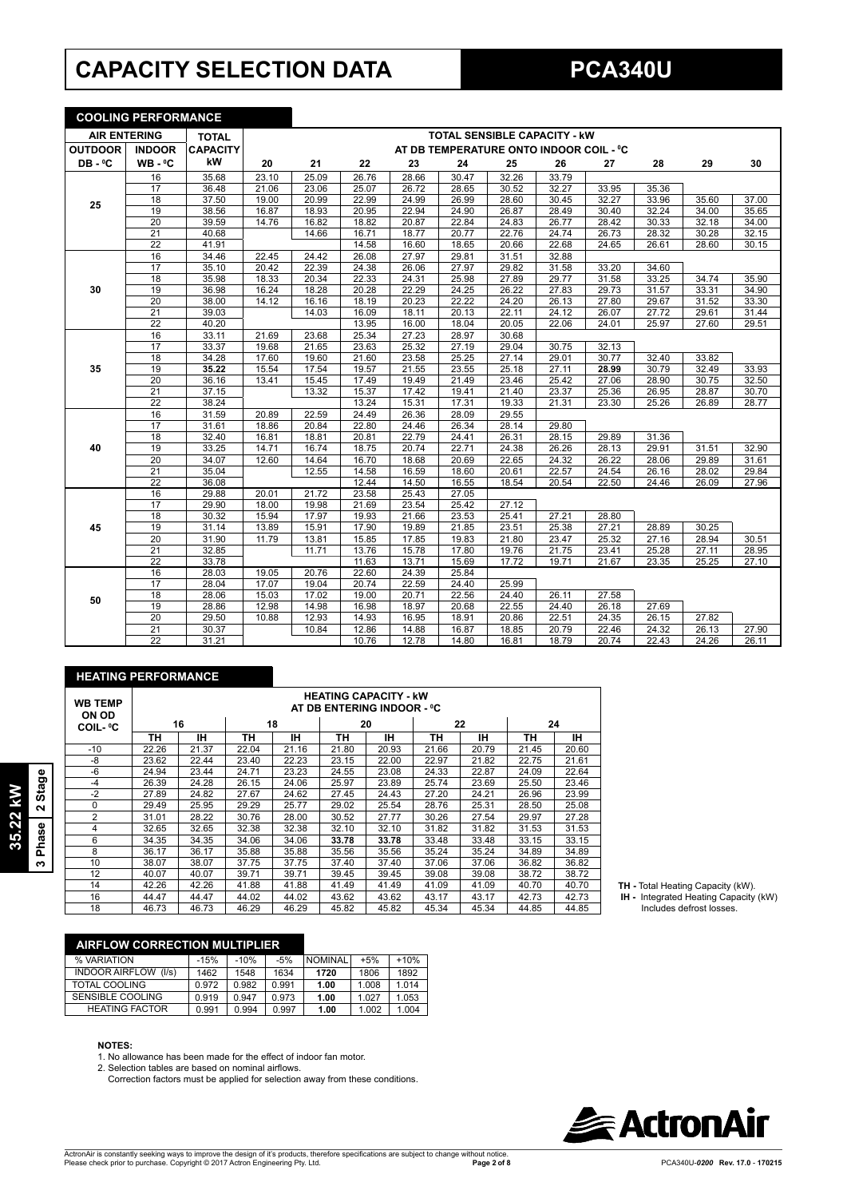# CAPACITY SELECTION DATA — PCA340U

**35.22 kW | 3 Phase | 2 Stage**

## COOLING PERFORMANCE

| AIR ENTERING | | TOTAL | TOTAL SENSIBLE CAPACITY - kW AT DB TEMPERATURE ONTO INDOOR COIL - ⁰C | | | | | | | | | | |
|---|---|---|---|---|---|---|---|---|---|---|---|---|---|
| OUTDOOR DB - ⁰C | INDOOR WB - ⁰C | CAPACITY kW | 20 | 21 | 22 | 23 | 24 | 25 | 26 | 27 | 28 | 29 | 30 |
| 25 | 16 | 35.68 | 23.10 | 25.09 | 26.76 | 28.66 | 30.47 | 32.26 | 33.79 | | | | |
| | 17 | 36.48 | 21.06 | 23.06 | 25.07 | 26.72 | 28.65 | 30.52 | 32.27 | 33.95 | 35.36 | | |
| | 18 | 37.50 | 19.00 | 20.99 | 22.99 | 24.99 | 26.99 | 28.60 | 30.45 | 32.27 | 33.96 | 35.60 | 37.00 |
| | 19 | 38.56 | 16.87 | 18.93 | 20.95 | 22.94 | 24.90 | 26.87 | 28.49 | 30.40 | 32.24 | 34.00 | 35.65 |
| | 20 | 39.59 | 14.76 | 16.82 | 18.82 | 20.87 | 22.84 | 24.83 | 26.77 | 28.42 | 30.33 | 32.18 | 34.00 |
| | 21 | 40.68 | | 14.66 | 16.71 | 18.77 | 20.77 | 22.76 | 24.74 | 26.73 | 28.32 | 30.28 | 32.15 |
| | 22 | 41.91 | | | 14.58 | 16.60 | 18.65 | 20.66 | 22.68 | 24.65 | 26.61 | 28.60 | 30.15 |
| 30 | 16 | 34.46 | 22.45 | 24.42 | 26.08 | 27.97 | 29.81 | 31.51 | 32.88 | | | | |
| | 17 | 35.10 | 20.42 | 22.39 | 24.38 | 26.06 | 27.97 | 29.82 | 31.58 | 33.20 | 34.60 | | |
| | 18 | 35.98 | 18.33 | 20.34 | 22.33 | 24.31 | 25.98 | 27.89 | 29.77 | 31.58 | 33.25 | 34.74 | 35.90 |
| | 19 | 36.98 | 16.24 | 18.28 | 20.28 | 22.29 | 24.25 | 26.22 | 27.83 | 29.73 | 31.57 | 33.31 | 34.90 |
| | 20 | 38.00 | 14.12 | 16.16 | 18.19 | 20.23 | 22.22 | 24.20 | 26.13 | 27.80 | 29.67 | 31.52 | 33.30 |
| | 21 | 39.03 | | 14.03 | 16.09 | 18.11 | 20.13 | 22.11 | 24.12 | 26.07 | 27.72 | 29.61 | 31.44 |
| | 22 | 40.20 | | | 13.95 | 16.00 | 18.04 | 20.05 | 22.06 | 24.01 | 25.97 | 27.60 | 29.51 |
| 35 | 16 | 33.11 | 21.69 | 23.68 | 25.34 | 27.23 | 28.97 | 30.68 | | | | | |
| | 17 | 33.37 | 19.68 | 21.65 | 23.63 | 25.32 | 27.19 | 29.04 | 30.75 | 32.13 | | | |
| | 18 | 34.28 | 17.60 | 19.60 | 21.60 | 23.58 | 25.25 | 27.14 | 29.01 | 30.77 | 32.40 | 33.82 | |
| | 19 | **35.22** | 15.54 | 17.54 | 19.57 | 21.55 | 23.55 | 25.18 | 27.11 | **28.99** | 30.79 | 32.49 | 33.93 |
| | 20 | 36.16 | 13.41 | 15.45 | 17.49 | 19.49 | 21.49 | 23.46 | 25.42 | 27.06 | 28.90 | 30.75 | 32.50 |
| | 21 | 37.15 | | 13.32 | 15.37 | 17.42 | 19.41 | 21.40 | 23.37 | 25.36 | 26.95 | 28.87 | 30.70 |
| | 22 | 38.24 | | | 13.24 | 15.31 | 17.31 | 19.33 | 21.31 | 23.30 | 25.26 | 26.89 | 28.77 |
| 40 | 16 | 31.59 | 20.89 | 22.59 | 24.49 | 26.36 | 28.09 | 29.55 | | | | | |
| | 17 | 31.61 | 18.86 | 20.84 | 22.80 | 24.46 | 26.34 | 28.14 | 29.80 | | | | |
| | 18 | 32.40 | 16.81 | 18.81 | 20.81 | 22.79 | 24.41 | 26.31 | 28.15 | 29.89 | 31.36 | | |
| | 19 | 33.25 | 14.71 | 16.74 | 18.75 | 20.74 | 22.71 | 24.38 | 26.26 | 28.13 | 29.91 | 31.51 | 32.90 |
| | 20 | 34.07 | 12.60 | 14.64 | 16.70 | 18.68 | 20.69 | 22.65 | 24.32 | 26.22 | 28.06 | 29.89 | 31.61 |
| | 21 | 35.04 | | 12.55 | 14.58 | 16.59 | 18.60 | 20.61 | 22.57 | 24.54 | 26.16 | 28.02 | 29.84 |
| | 22 | 36.08 | | | 12.44 | 14.50 | 16.55 | 18.54 | 20.54 | 22.50 | 24.46 | 26.09 | 27.96 |
| 45 | 16 | 29.88 | 20.01 | 21.72 | 23.58 | 25.43 | 27.05 | | | | | | |
| | 17 | 29.90 | 18.00 | 19.98 | 21.69 | 23.54 | 25.42 | 27.12 | | | | | |
| | 18 | 30.32 | 15.94 | 17.97 | 19.93 | 21.66 | 23.53 | 25.41 | 27.21 | 28.80 | | | |
| | 19 | 31.14 | 13.89 | 15.91 | 17.90 | 19.89 | 21.85 | 23.51 | 25.38 | 27.21 | 28.89 | 30.25 | |
| | 20 | 31.90 | 11.79 | 13.81 | 15.85 | 17.85 | 19.83 | 21.80 | 23.47 | 25.32 | 27.16 | 28.94 | 30.51 |
| | 21 | 32.85 | | 11.71 | 13.76 | 15.78 | 17.80 | 19.76 | 21.75 | 23.41 | 25.28 | 27.11 | 28.95 |
| | 22 | 33.78 | | | 11.63 | 13.71 | 15.69 | 17.72 | 19.71 | 21.67 | 23.35 | 25.25 | 27.10 |
| 50 | 16 | 28.03 | 19.05 | 20.76 | 22.60 | 24.39 | 25.84 | | | | | | |
| | 17 | 28.04 | 17.07 | 19.04 | 20.74 | 22.59 | 24.40 | 25.99 | | | | | |
| | 18 | 28.06 | 15.03 | 17.02 | 19.00 | 20.71 | 22.56 | 24.40 | 26.11 | 27.58 | | | |
| | 19 | 28.86 | 12.98 | 14.98 | 16.98 | 18.97 | 20.68 | 22.55 | 24.40 | 26.18 | 27.69 | | |
| | 20 | 29.50 | 10.88 | 12.93 | 14.93 | 16.95 | 18.91 | 20.86 | 22.51 | 24.35 | 26.15 | 27.82 | |
| | 21 | 30.37 | | 10.84 | 12.86 | 14.88 | 16.87 | 18.85 | 20.79 | 22.46 | 24.32 | 26.13 | 27.90 |
| | 22 | 31.21 | | | 10.76 | 12.78 | 14.80 | 16.81 | 18.79 | 20.74 | 22.43 | 24.26 | 26.11 |

## HEATING PERFORMANCE

| WB TEMP ON OD COIL- ⁰C | HEATING CAPACITY - kW AT DB ENTERING INDOOR - ⁰C | | | | | | | | | |
|---|---|---|---|---|---|---|---|---|---|---|
| | 16 | | 18 | | 20 | | 22 | | 24 | |
| | TH | IH | TH | IH | TH | IH | TH | IH | TH | IH |
| -10 | 22.26 | 21.37 | 22.04 | 21.16 | 21.80 | 20.93 | 21.66 | 20.79 | 21.45 | 20.60 |
| -8 | 23.62 | 22.44 | 23.40 | 22.23 | 23.15 | 22.00 | 22.97 | 21.82 | 22.75 | 21.61 |
| -6 | 24.94 | 23.44 | 24.71 | 23.23 | 24.55 | 23.08 | 24.33 | 22.87 | 24.09 | 22.64 |
| -4 | 26.39 | 24.28 | 26.15 | 24.06 | 25.97 | 23.89 | 25.74 | 23.69 | 25.50 | 23.46 |
| -2 | 27.89 | 24.82 | 27.67 | 24.62 | 27.45 | 24.43 | 27.20 | 24.21 | 26.96 | 23.99 |
| 0 | 29.49 | 25.95 | 29.29 | 25.77 | 29.02 | 25.54 | 28.76 | 25.31 | 28.50 | 25.08 |
| 2 | 31.01 | 28.22 | 30.76 | 28.00 | 30.52 | 27.77 | 30.26 | 27.54 | 29.97 | 27.28 |
| 4 | 32.65 | 32.65 | 32.38 | 32.38 | 32.10 | 32.10 | 31.82 | 31.82 | 31.53 | 31.53 |
| 6 | 34.35 | 34.35 | 34.06 | 34.06 | **33.78** | **33.78** | 33.48 | 33.48 | 33.15 | 33.15 |
| 8 | 36.17 | 36.17 | 35.88 | 35.88 | 35.56 | 35.56 | 35.24 | 35.24 | 34.89 | 34.89 |
| 10 | 38.07 | 38.07 | 37.75 | 37.75 | 37.40 | 37.40 | 37.06 | 37.06 | 36.82 | 36.82 |
| 12 | 40.07 | 40.07 | 39.71 | 39.71 | 39.45 | 39.45 | 39.08 | 39.08 | 38.72 | 38.72 |
| 14 | 42.26 | 42.26 | 41.88 | 41.88 | 41.49 | 41.49 | 41.09 | 41.09 | 40.70 | 40.70 |
| 16 | 44.47 | 44.47 | 44.02 | 44.02 | 43.62 | 43.62 | 43.17 | 43.17 | 42.73 | 42.73 |
| 18 | 46.73 | 46.73 | 46.29 | 46.29 | 45.82 | 45.82 | 45.34 | 45.34 | 44.85 | 44.85 |

**TH -** Total Heating Capacity (kW).
**IH -** Integrated Heating Capacity (kW) Includes defrost losses.

## AIRFLOW CORRECTION MULTIPLIER

| % VARIATION | -15% | -10% | -5% | NOMINAL | +5% | +10% |
|---|---|---|---|---|---|---|
| INDOOR AIRFLOW (l/s) | 1462 | 1548 | 1634 | **1720** | 1806 | 1892 |
| TOTAL COOLING | 0.972 | 0.982 | 0.991 | **1.00** | 1.008 | 1.014 |
| SENSIBLE COOLING | 0.919 | 0.947 | 0.973 | **1.00** | 1.027 | 1.053 |
| HEATING FACTOR | 0.991 | 0.994 | 0.997 | **1.00** | 1.002 | 1.004 |

**NOTES:**

1. No allowance has been made for the effect of indoor fan motor.
2. Selection tables are based on nominal airflows.
   Correction factors must be applied for selection away from these conditions.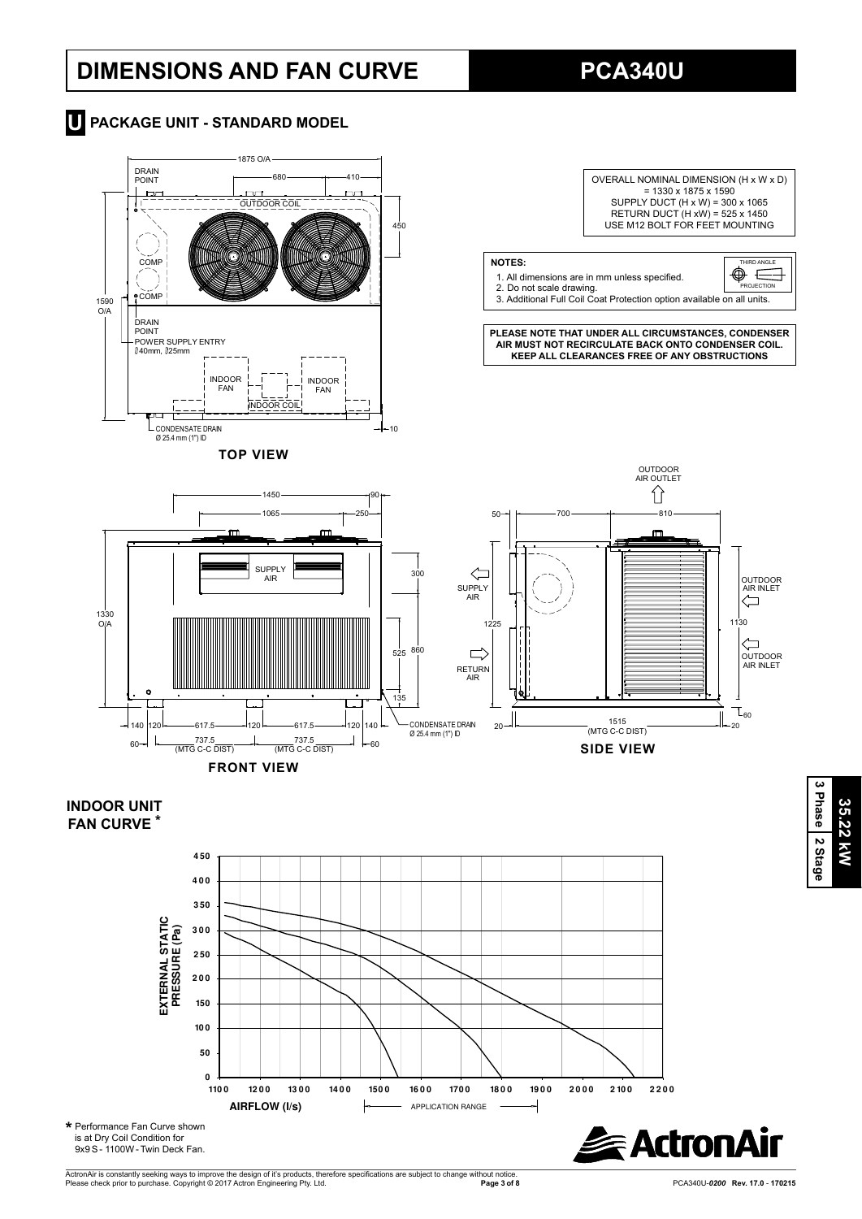# DIMENSIONS AND FAN CURVE

# PCA340U

## U PACKAGE UNIT - STANDARD MODEL

OVERALL NOMINAL DIMENSION (H x W x D) = 1330 x 1875 x 1590
SUPPLY DUCT (H x W) = 300 x 1065
RETURN DUCT (H xW) = 525 x 1450
USE M12 BOLT FOR FEET MOUNTING

**NOTES:**

1. All dimensions are in mm unless specified.
2. Do not scale drawing.
3. Additional Full Coil Coat Protection option available on all units.

THIRD ANGLE PROJECTION

**PLEASE NOTE THAT UNDER ALL CIRCUMSTANCES, CONDENSER AIR MUST NOT RECIRCULATE BACK ONTO CONDENSER COIL. KEEP ALL CLEARANCES FREE OF ANY OBSTRUCTIONS**

DRAIN POINT, 1875 O/A, 680, 410, OUTDOOR COIL, 450, COMP, COMP, 1590 O/A, DRAIN POINT, POWER SUPPLY ENTRY Ø40mm, Ø25mm, INDOOR FAN, INDOOR FAN, INDOOR COIL, CONDENSATE DRAIN Ø 25.4 mm (1") ID, 10

**TOP VIEW**

1450, 90, 1065, 250, SUPPLY AIR, 300, 1330 O/A, 525, 860, 135, 140, 120, 617.5, 120, 617.5, 120, 140, 60, 737.5 (MTG C-C DIST), 737.5 (MTG C-C DIST), 60, CONDENSATE DRAIN Ø 25.4 mm (1") ID

**FRONT VIEW**

OUTDOOR AIR OUTLET, 50, 700, 810, SUPPLY AIR, OUTDOOR AIR INLET, 1225, 1130, RETURN AIR, OUTDOOR AIR INLET, 60, 20, 1515 (MTG C-C DIST), 20

**SIDE VIEW**

## INDOOR UNIT FAN CURVE *

EXTERNAL STATIC PRESSURE (Pa): 0, 50, 100, 150, 200, 250, 300, 350, 400, 450

AIRFLOW (l/s): 1100, 1200, 1300, 1400, 1500, 1600, 1700, 1800, 1900, 2000, 2100, 2200

APPLICATION RANGE

* Performance Fan Curve shown is at Dry Coil Condition for 9x9S - 1100W - Twin Deck Fan.

3 Phase | 2 Stage | 35.22 kW

ActronAir

ActronAir is constantly seeking ways to improve the design of it's products, therefore specifications are subject to change without notice. Please check prior to purchase. Copyright © 2017 Actron Engineering Pty. Ltd.

PCA340U-0200 Rev. 17.0 - 170215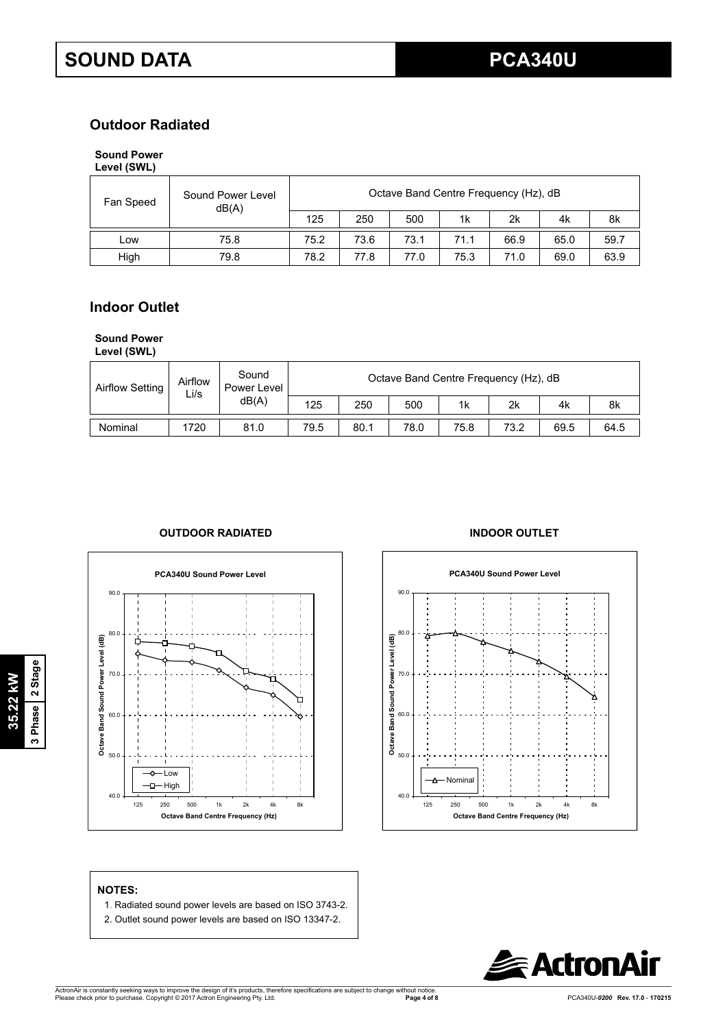# SOUND DATA

# PCA340U

## Outdoor Radiated

**Sound Power Level (SWL)**

| Fan Speed | Sound Power Level dB(A) | Octave Band Centre Frequency (Hz), dB | | | | | | |
|---|---|---|---|---|---|---|---|---|
| | | 125 | 250 | 500 | 1k | 2k | 4k | 8k |
| Low | 75.8 | 75.2 | 73.6 | 73.1 | 71.1 | 66.9 | 65.0 | 59.7 |
| High | 79.8 | 78.2 | 77.8 | 77.0 | 75.3 | 71.0 | 69.0 | 63.9 |

## Indoor Outlet

**Sound Power Level (SWL)**

| Airflow Setting | Airflow L/s | Sound Power Level dB(A) | Octave Band Centre Frequency (Hz), dB | | | | | | |
|---|---|---|---|---|---|---|---|---|---|
| | | | 125 | 250 | 500 | 1k | 2k | 4k | 8k |
| Nominal | 1720 | 81.0 | 79.5 | 80.1 | 78.0 | 75.8 | 73.2 | 69.5 | 64.5 |

**OUTDOOR RADIATED**

**INDOOR OUTLET**

**NOTES:**

1. Radiated sound power levels are based on ISO 3743-2.
2. Outlet sound power levels are based on ISO 13347-2.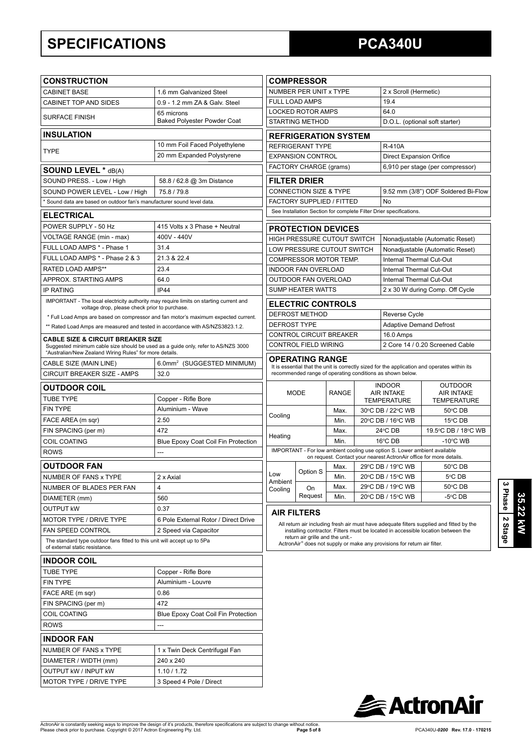# SPECIFICATIONS

# PCA340U

## CONSTRUCTION

| CONSTRUCTION | |
|---|---|
| CABINET BASE | 1.6 mm Galvanized Steel |
| CABINET TOP AND SIDES | 0.9 - 1.2 mm ZA & Galv. Steel |
| SURFACE FINISH | 65 microns Baked Polyester Powder Coat |

## INSULATION

| INSULATION | |
|---|---|
| TYPE | 10 mm Foil Faced Polyethylene |
| | 20 mm Expanded Polystyrene |

## SOUND LEVEL * dB(A)

| SOUND LEVEL * dB(A) | |
|---|---|
| SOUND PRESS. - Low / High | 58.8 / 62.8 @ 3m Distance |
| SOUND POWER LEVEL - Low / High | 75.8 / 79.8 |

* Sound data are based on outdoor fan's manufacturer sound level data.

## ELECTRICAL

| ELECTRICAL | |
|---|---|
| POWER SUPPLY - 50 Hz | 415 Volts x 3 Phase + Neutral |
| VOLTAGE RANGE (min - max) | 400V - 440V |
| FULL LOAD AMPS * - Phase 1 | 31.4 |
| FULL LOAD AMPS * - Phase 2 & 3 | 21.3 & 22.4 |
| RATED LOAD AMPS** | 23.4 |
| APPROX. STARTING AMPS | 64.0 |
| IP RATING | IP44 |

IMPORTANT - The local electricity authority may require limits on starting current and voltage drop, please check prior to purchase.

* Full Load Amps are based on compressor and fan motor's maximum expected current.

** Rated Load Amps are measured and tested in accordance with AS/NZS3823.1.2.

**CABLE SIZE & CIRCUIT BREAKER SIZE**
Suggested minimum cable size should be used as a guide only, refer to AS/NZS 3000 "Australian/New Zealand Wiring Rules" for more details.

| | |
|---|---|
| CABLE SIZE (MAIN LINE) | 6.0mm² (SUGGESTED MINIMUM) |
| CIRCUIT BREAKER SIZE - AMPS | 32.0 |

## OUTDOOR COIL

| OUTDOOR COIL | |
|---|---|
| TUBE TYPE | Copper - Rifle Bore |
| FIN TYPE | Aluminium - Wave |
| FACE AREA (m sqr) | 2.50 |
| FIN SPACING (per m) | 472 |
| COIL COATING | Blue Epoxy Coat Coil Fin Protection |
| ROWS | --- |

## OUTDOOR FAN

| OUTDOOR FAN | |
|---|---|
| NUMBER OF FANS x TYPE | 2 x Axial |
| NUMBER OF BLADES PER FAN | 4 |
| DIAMETER (mm) | 560 |
| OUTPUT kW | 0.37 |
| MOTOR TYPE / DRIVE TYPE | 6 Pole External Rotor / Direct Drive |
| FAN SPEED CONTROL | 2 Speed via Capacitor |

The standard type outdoor fans fitted to this unit will accept up to 5Pa of external static resistance.

## INDOOR COIL

| INDOOR COIL | |
|---|---|
| TUBE TYPE | Copper - Rifle Bore |
| FIN TYPE | Aluminium - Louvre |
| FACE ARE (m sqr) | 0.86 |
| FIN SPACING (per m) | 472 |
| COIL COATING | Blue Epoxy Coat Coil Fin Protection |
| ROWS | --- |

## INDOOR FAN

| INDOOR FAN | |
|---|---|
| NUMBER OF FANS x TYPE | 1 x Twin Deck Centrifugal Fan |
| DIAMETER / WIDTH (mm) | 240 x 240 |
| OUTPUT kW / INPUT kW | 1.10 / 1.72 |
| MOTOR TYPE / DRIVE TYPE | 3 Speed 4 Pole / Direct |

## COMPRESSOR

| COMPRESSOR | |
|---|---|
| NUMBER PER UNIT x TYPE | 2 x Scroll (Hermetic) |
| FULL LOAD AMPS | 19.4 |
| LOCKED ROTOR AMPS | 64.0 |
| STARTING METHOD | D.O.L. (optional soft starter) |

## REFRIGERATION SYSTEM

| REFRIGERATION SYSTEM | |
|---|---|
| REFRIGERANT TYPE | R-410A |
| EXPANSION CONTROL | Direct Expansion Orifice |
| FACTORY CHARGE (grams) | 6,910 per stage (per compressor) |

## FILTER DRIER

| FILTER DRIER | |
|---|---|
| CONNECTION SIZE & TYPE | 9.52 mm (3/8") ODF Soldered Bi-Flow |
| FACTORY SUPPLIED / FITTED | No |

See Installation Section for complete Filter Drier specifications.

## PROTECTION DEVICES

| PROTECTION DEVICES | |
|---|---|
| HIGH PRESSURE CUTOUT SWITCH | Nonadjustable (Automatic Reset) |
| LOW PRESSURE CUTOUT SWITCH | Nonadjustable (Automatic Reset) |
| COMPRESSOR MOTOR TEMP. | Internal Thermal Cut-Out |
| INDOOR FAN OVERLOAD | Internal Thermal Cut-Out |
| OUTDOOR FAN OVERLOAD | Internal Thermal Cut-Out |
| SUMP HEATER WATTS | 2 x 30 W during Comp. Off Cycle |

## ELECTRIC CONTROLS

| ELECTRIC CONTROLS | |
|---|---|
| DEFROST METHOD | Reverse Cycle |
| DEFROST TYPE | Adaptive Demand Defrost |
| CONTROL CIRCUIT BREAKER | 16.0 Amps |
| CONTROL FIELD WIRING | 2 Core 14 / 0.20 Screened Cable |

## OPERATING RANGE

It is essential that the unit is correctly sized for the application and operates within its recommended range of operating conditions as shown below.

| MODE | | RANGE | INDOOR AIR INTAKE TEMPERATURE | OUTDOOR AIR INTAKE TEMPERATURE |
|---|---|---|---|---|
| Cooling | | Max. | 30°C DB / 22°C WB | 50°C DB |
| | | Min. | 20°C DB / 16°C WB | 15°C DB |
| Heating | | Max. | 24°C DB | 19.5°C DB / 18°C WB |
| | | Min. | 16°C DB | -10°C WB |

IMPORTANT - For low ambient cooling use option S. Lower ambient available on request. Contact your nearest ActronAir office for more details.

| MODE | | RANGE | INDOOR AIR INTAKE TEMPERATURE | OUTDOOR AIR INTAKE TEMPERATURE |
|---|---|---|---|---|
| Low Ambient Cooling | Option S | Max. | 29°C DB / 19°C WB | 50°C DB |
| | | Min. | 20°C DB / 15°C WB | 5°C DB |
| | On Request | Max. | 29°C DB / 19°C WB | 50°C DB |
| | | Min. | 20°C DB / 15°C WB | -5°C DB |

## AIR FILTERS

All return air including fresh air must have adequate filters supplied and fitted by the installing contractor. Filters must be located in accessible location between the return air grille and the unit.-
ActronAir® does not supply or make any provisions for return air filter.

35.22 kW | 3 Phase | 2 Stage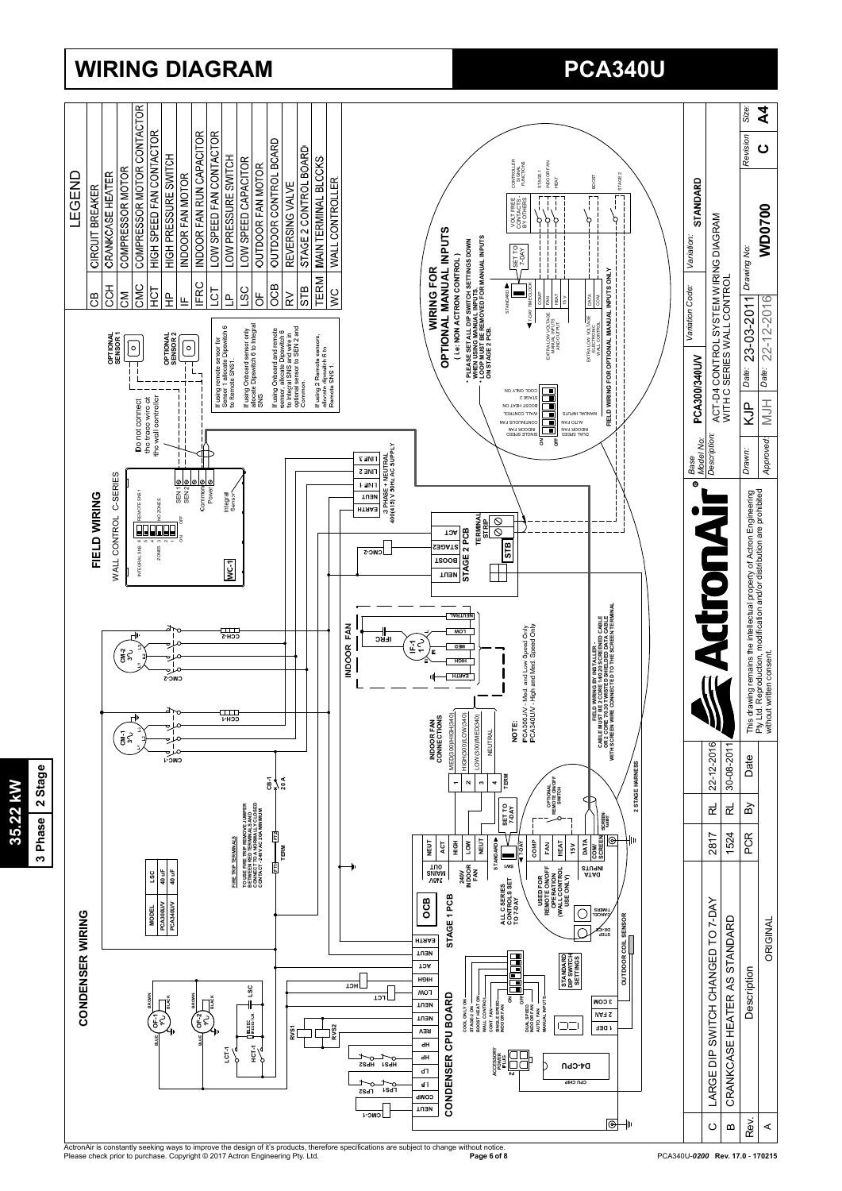# WIRING DIAGRAM

# PCA340U

**35.22 kW** | **3 Phase** | **2 Stage**

## LEGEND

| | |
|---|---|
| CB | CIRCUIT BREAKER |
| CCH | CRANKCASE HEATER |
| CM | COMPRESSOR MOTOR |
| CMC | COMPRESSOR MOTOR CONTACTOR |
| HCT | HIGH SPEED FAN CONTACTOR |
| HP | HIGH PRESSURE SWITCH |
| IF | INDOOR FAN MOTOR |
| IFRC | INDOOR FAN RUN CAPACITOR |
| LCT | LOW SPEED FAN CONTACTOR |
| LP | LOW PRESSURE SWITCH |
| LSC | LOW SPEED CAPACITOR |
| OF | OUTDOOR FAN MOTOR |
| OCB | OUTDOOR CONTROL BOARD |
| RV | REVERSING VALVE |
| STB | STAGE 2 CONTROL BOARD |
| TERM | MAIN TERMINAL BLOCKS |
| WC | WALL CONTROLLER |

## CONDENSER WIRING

| MODEL | LSC |
|---|---|
| PCA300U/V | 40 uF |
| PCA340U/V | 40 uF |

FIRE TRIP TERMINALS
TO USE FIRE TRIP REMOVE JUMPER BETWEEN RED TERMINALS AND CONNECT TO A NORMALLY CLOSED CONTACT - 240VAC 20A MINIMUM

CB-1 20 A

CONDENSER CPU BOARD — STAGE 1 PCB — OCB

ALL C SERIES CONTROLS SET TO 7-DAY

USED FOR REMOTE ON/OFF OPERATION (WALL CONTROL USE ONLY)

STANDARD DIP SWITCH SETTINGS

OUTDOOR COIL SENSOR

2 STAGE HARNESS

INDOOR FAN CONNECTIONS: MED(300)/HIGH(340), HIGH(300)/LOW(340), LOW(300)/MED(340), NEUTRAL

NOTE:
PCA300U/V - Med. and Low Speed Only
PCA340U/V - High and Med. Speed Only

FIELD WIRING BY INSTALLER
CABLE MUST BE 2 CORE 7/0.20 SCREENED CABLE OR 2 CORE 7/0.20 TWISTED SHIELDED DATA CABLE WITH SCREEN WIRE CONNECTED TO THE SCREEN TERMINAL

3 PHASE + NEUTRAL 400(415) V 50Hz AC SUPPLY

STAGE 2 PCB — TERMINAL STRIP — STB

## FIELD WIRING

WALL CONTROL C-SERIES

Do not connect the trace wire at the wall controller

OPTIONAL SENSOR 1

OPTIONAL SENSOR 2

If using remote sensor for Sensor 1 allocate Dipswitch 6 to Remote SNS1.

If using Onboard sensor only allocate Dipswitch 6 to Integral SNS.

If using Onboard and remote sensor, allocate Dipswitch 6 to Integral SNS and wire in optional sensor to SEN 2 and Common.

If using 2 Remote sensors, allocate dipswitch 6 to Remote SNS 1.

## WIRING FOR OPTIONAL MANUAL INPUTS

( I.e: NON ACTRON CONTROL )

* PLEASE SET ALL DIP SWITCH SETTINGS DOWN WHEN USING MANUAL INPUTS.
* LOOP MUST BE REMOVED FOR MANUAL INPUTS ON STAGE 2 PCB.

EXTRA LOW VOLTAGE MANUAL INPUTS AND OUTPUT

EXTRA LOW VOLTAGE ELECTRONIC WALL CONTROL

VOLT FREE CONTACTS - BY OTHERS

CONTROLLER SIGNAL FUNCTIONS: STAGE 1, INDOOR FAN, HEAT, BOOST, STAGE 2

FIELD WIRING FOR OPTIONAL MANUAL INPUTS ONLY

| Base Model No: | PCA300/340U/V | Variation Code: | Variation: STANDARD |
|---|---|---|---|
| Description: | ACT-D4 CONTROL SYSTEM WIRING DIAGRAM WITH C SERIES WALL CONTROL | | |
| Drawn: KJP | Date: 23-03-2011 | Drawing No: WD0700 | Revision C |
| Approved: MJH | Date: 22-12-2016 | | Size: A4 |

| Rev. | Description | PCR | By | Date |
|---|---|---|---|---|
| C | LARGE DIP SWITCH CHANGED TO 7-DAY | 2817 | RL | 22-12-2016 |
| B | CRANKCASE HEATER AS STANDARD | 1524 | RL | 30-08-2011 |
| A | ORIGINAL | | | |

This drawing remains the intellectual property of Actron Engineering Pty. Ltd. Reproduction, modification and/or distribution are prohibited without written consent.

ActronAir is constantly seeking ways to improve the design of it's products, therefore specifications are subject to change without notice.
Please check prior to purchase. Copyright © 2017 Actron Engineering Pty. Ltd.

PCA340U-0200 Rev. 17.0 - 170215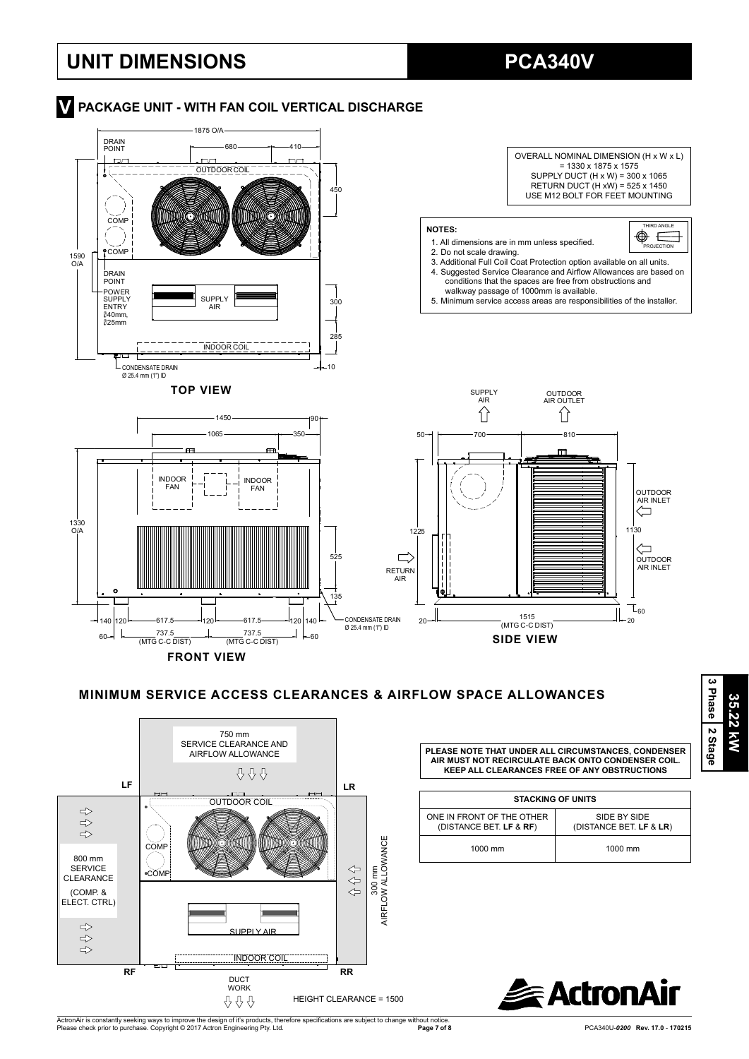# UNIT DIMENSIONS

# PCA340V

## V PACKAGE UNIT - WITH FAN COIL VERTICAL DISCHARGE

OVERALL NOMINAL DIMENSION (H x W x L) = 1330 x 1875 x 1575
SUPPLY DUCT (H x W) = 300 x 1065
RETURN DUCT (H xW) = 525 x 1450
USE M12 BOLT FOR FEET MOUNTING

**NOTES:**

1. All dimensions are in mm unless specified.
2. Do not scale drawing.
3. Additional Full Coil Coat Protection option available on all units.
4. Suggested Service Clearance and Airflow Allowances are based on conditions that the spaces are free from obstructions and walkway passage of 1000mm is available.
5. Minimum service access areas are responsibilities of the installer.

THIRD ANGLE PROJECTION

**TOP VIEW**

1875 O/A
680
410
450
1590 O/A
300
285
10
DRAIN POINT
OUTDOOR COIL
COMP
COMP
DRAIN POINT
POWER SUPPLY ENTRY Ø40mm, Ø25mm
SUPPLY AIR
INDOOR COIL
CONDENSATE DRAIN Ø 25.4 mm (1") ID

**FRONT VIEW**

1450
90
1065
350
INDOOR FAN
INDOOR FAN
1330 O/A
525
135
140
120
617.5
120
617.5
120
140
60
737.5 (MTG C-C DIST)
737.5 (MTG C-C DIST)
60
CONDENSATE DRAIN Ø 25.4 mm (1") ID

**SIDE VIEW**

SUPPLY AIR
OUTDOOR AIR OUTLET
50
700
810
1225
RETURN AIR
OUTDOOR AIR INLET
1130
OUTDOOR AIR INLET
60
20
1515 (MTG C-C DIST)
20

## MINIMUM SERVICE ACCESS CLEARANCES & AIRFLOW SPACE ALLOWANCES

750 mm SERVICE CLEARANCE AND AIRFLOW ALLOWANCE
LF
LR
800 mm SERVICE CLEARANCE (COMP. & ELECT. CTRL)
OUTDOOR COIL
COMP
COMP
300 mm AIRFLOW ALLOWANCE
SUPPLY AIR
INDOOR COIL
RF
RR
DUCT WORK
HEIGHT CLEARANCE = 1500

**PLEASE NOTE THAT UNDER ALL CIRCUMSTANCES, CONDENSER AIR MUST NOT RECIRCULATE BACK ONTO CONDENSER COIL. KEEP ALL CLEARANCES FREE OF ANY OBSTRUCTIONS**

| STACKING OF UNITS | |
|---|---|
| ONE IN FRONT OF THE OTHER (DISTANCE BET. **LF** & **RF**) | SIDE BY SIDE (DISTANCE BET. **LF** & **LR**) |
| 1000 mm | 1000 mm |

35.22 kW
3 Phase | 2 Stage

ActronAir

ActronAir is constantly seeking ways to improve the design of it's products, therefore specifications are subject to change without notice.
Please check prior to purchase. Copyright © 2017 Actron Engineering Pty. Ltd.

PCA340U-*0200* **Rev. 17.0 - 170215**